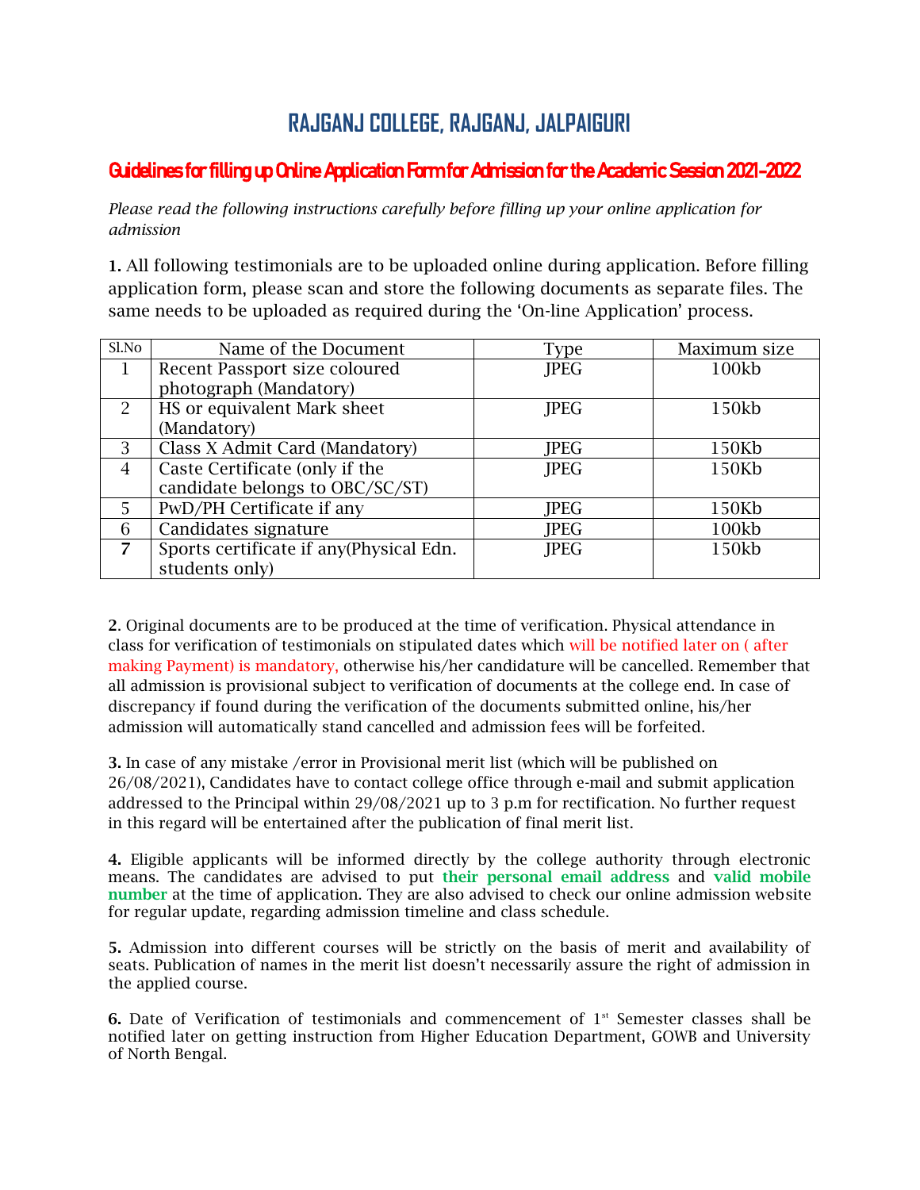# RAJGANJ COLLEGE, RAJGANJ, JALPAIGURI

## Guidelines for filling up Online Application Form for Admission for the Academic Session 2021-2022

*Please read the following instructions carefully before filling up your online application for admission*

**1.** All following testimonials are to be uploaded online during application. Before filling application form, please scan and store the following documents as separate files. The same needs to be uploaded as required during the 'On-line Application' process.

| Sl.No | Name of the Document | Type | Maximum size |
|---|---|---|---|
| 1 | Recent Passport size coloured photograph (Mandatory) | JPEG | 100kb |
| 2 | HS or equivalent Mark sheet (Mandatory) | JPEG | 150kb |
| 3 | Class X Admit Card (Mandatory) | JPEG | 150Kb |
| 4 | Caste Certificate (only if the candidate belongs to OBC/SC/ST) | JPEG | 150Kb |
| 5 | PwD/PH Certificate if any | JPEG | 150Kb |
| 6 | Candidates signature | JPEG | 100kb |
| 7 | Sports certificate if any(Physical Edn. students only) | JPEG | 150kb |

**2**. Original documents are to be produced at the time of verification. Physical attendance in class for verification of testimonials on stipulated dates which will be notified later on ( after making Payment) is mandatory, otherwise his/her candidature will be cancelled. Remember that all admission is provisional subject to verification of documents at the college end. In case of discrepancy if found during the verification of the documents submitted online, his/her admission will automatically stand cancelled and admission fees will be forfeited.

**3.** In case of any mistake /error in Provisional merit list (which will be published on 26/08/2021), Candidates have to contact college office through e-mail and submit application addressed to the Principal within 29/08/2021 up to 3 p.m for rectification. No further request in this regard will be entertained after the publication of final merit list.

**4.** Eligible applicants will be informed directly by the college authority through electronic means. The candidates are advised to put **their personal email address** and **valid mobile number** at the time of application. They are also advised to check our online admission website for regular update, regarding admission timeline and class schedule.

**5.** Admission into different courses will be strictly on the basis of merit and availability of seats. Publication of names in the merit list doesn't necessarily assure the right of admission in the applied course.

**6.** Date of Verification of testimonials and commencement of 1st Semester classes shall be notified later on getting instruction from Higher Education Department, GOWB and University of North Bengal.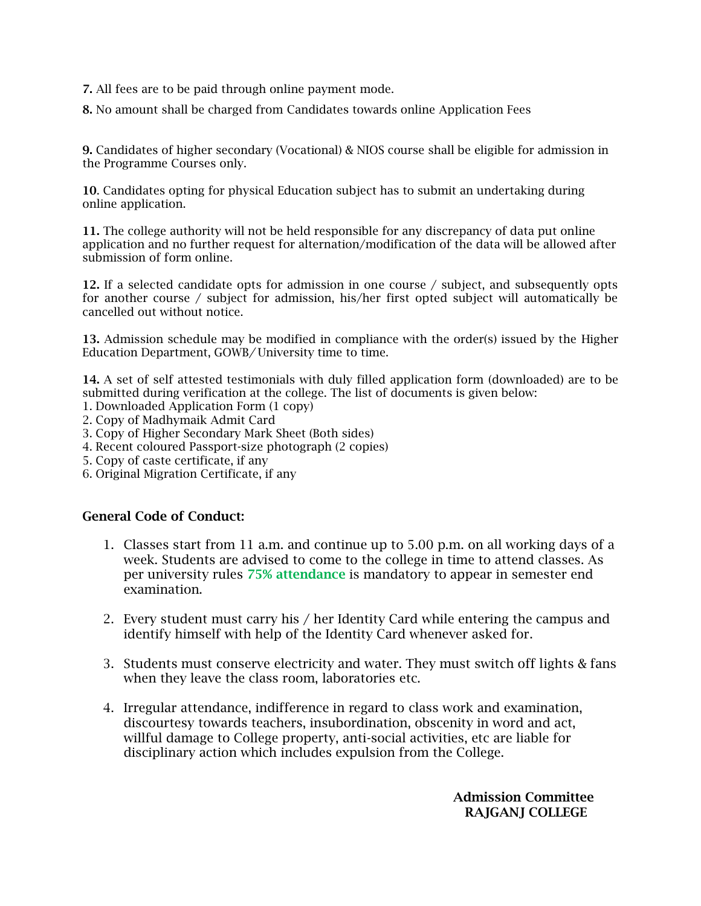**7.** All fees are to be paid through online payment mode.

**8.** No amount shall be charged from Candidates towards online Application Fees

**9.** Candidates of higher secondary (Vocational) & NIOS course shall be eligible for admission in the Programme Courses only.

**10**. Candidates opting for physical Education subject has to submit an undertaking during online application.

**11.** The college authority will not be held responsible for any discrepancy of data put online application and no further request for alternation/modification of the data will be allowed after submission of form online.

**12.** If a selected candidate opts for admission in one course / subject, and subsequently opts for another course / subject for admission, his/her first opted subject will automatically be cancelled out without notice.

**13.** Admission schedule may be modified in compliance with the order(s) issued by the Higher Education Department, GOWB/ University time to time.

**14.** A set of self attested testimonials with duly filled application form (downloaded) are to be submitted during verification at the college. The list of documents is given below:

1. Downloaded Application Form (1 copy)
2. Copy of Madhymaik Admit Card
3. Copy of Higher Secondary Mark Sheet (Both sides)
4. Recent coloured Passport-size photograph (2 copies)
5. Copy of caste certificate, if any
6. Original Migration Certificate, if any

## General Code of Conduct:

1. Classes start from 11 a.m. and continue up to 5.00 p.m. on all working days of a week. Students are advised to come to the college in time to attend classes. As per university rules **75% attendance** is mandatory to appear in semester end examination.

2. Every student must carry his / her Identity Card while entering the campus and identify himself with help of the Identity Card whenever asked for.

3. Students must conserve electricity and water. They must switch off lights & fans when they leave the class room, laboratories etc.

4. Irregular attendance, indifference in regard to class work and examination, discourtesy towards teachers, insubordination, obscenity in word and act, willful damage to College property, anti-social activities, etc are liable for disciplinary action which includes expulsion from the College.

**Admission Committee**
**RAJGANJ COLLEGE**